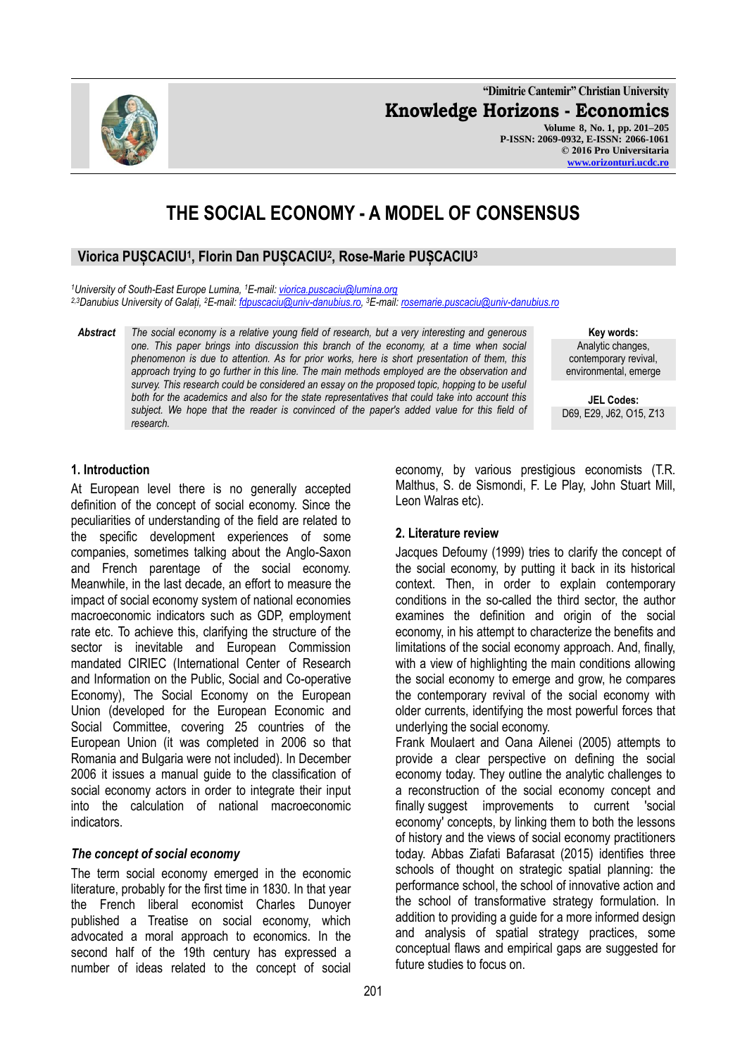# THE SOCIAL ECONOMY - A MODEL OF CONSENSUS

**Viorica PUȘCACIU[1], Florin Dan PUȘCACIU[2], Rose-Marie PUȘCACIU[3]**

*[1]University of South-East Europe Lumina, [1]E-mail: viorica.puscaciu@lumina.org*
*[2,3]Danubius University of Galați, [2]E-mail: fdpuscaciu@univ-danubius.ro, [3]E-mail: rosemarie.puscaciu@univ-danubius.ro*

***Abstract*** *The social economy is a relative young field of research, but a very interesting and generous one. This paper brings into discussion this branch of the economy, at a time when social phenomenon is due to attention. As for prior works, here is short presentation of them, this approach trying to go further in this line. The main methods employed are the observation and survey. This research could be considered an essay on the proposed topic, hopping to be useful both for the academics and also for the state representatives that could take into account this subject. We hope that the reader is convinced of the paper's added value for this field of research.*

**Key words:** Analytic changes, contemporary revival, environmental, emerge

**JEL Codes:** D69, E29, J62, O15, Z13

## 1. Introduction

At European level there is no generally accepted definition of the concept of social economy. Since the peculiarities of understanding of the field are related to the specific development experiences of some companies, sometimes talking about the Anglo-Saxon and French parentage of the social economy. Meanwhile, in the last decade, an effort to measure the impact of social economy system of national economies macroeconomic indicators such as GDP, employment rate etc. To achieve this, clarifying the structure of the sector is inevitable and European Commission mandated CIRIEC (International Center of Research and Information on the Public, Social and Co-operative Economy), The Social Economy on the European Union (developed for the European Economic and Social Committee, covering 25 countries of the European Union (it was completed in 2006 so that Romania and Bulgaria were not included). In December 2006 it issues a manual guide to the classification of social economy actors in order to integrate their input into the calculation of national macroeconomic indicators.

### *The concept of social economy*

The term social economy emerged in the economic literature, probably for the first time in 1830. In that year the French liberal economist Charles Dunoyer published a Treatise on social economy, which advocated a moral approach to economics. In the second half of the 19th century has expressed a number of ideas related to the concept of social economy, by various prestigious economists (T.R. Malthus, S. de Sismondi, F. Le Play, John Stuart Mill, Leon Walras etc).

## 2. Literature review

Jacques Defoumy (1999) tries to clarify the concept of the social economy, by putting it back in its historical context. Then, in order to explain contemporary conditions in the so-called the third sector, the author examines the definition and origin of the social economy, in his attempt to characterize the benefits and limitations of the social economy approach. And, finally, with a view of highlighting the main conditions allowing the social economy to emerge and grow, he compares the contemporary revival of the social economy with older currents, identifying the most powerful forces that underlying the social economy.

Frank Moulaert and Oana Ailenei (2005) attempts to provide a clear perspective on defining the social economy today. They outline the analytic changes to a reconstruction of the social economy concept and finally suggest improvements to current 'social economy' concepts, by linking them to both the lessons of history and the views of social economy practitioners today. Abbas Ziafati Bafarasat (2015) identifies three schools of thought on strategic spatial planning: the performance school, the school of innovative action and the school of transformative strategy formulation. In addition to providing a guide for a more informed design and analysis of spatial strategy practices, some conceptual flaws and empirical gaps are suggested for future studies to focus on.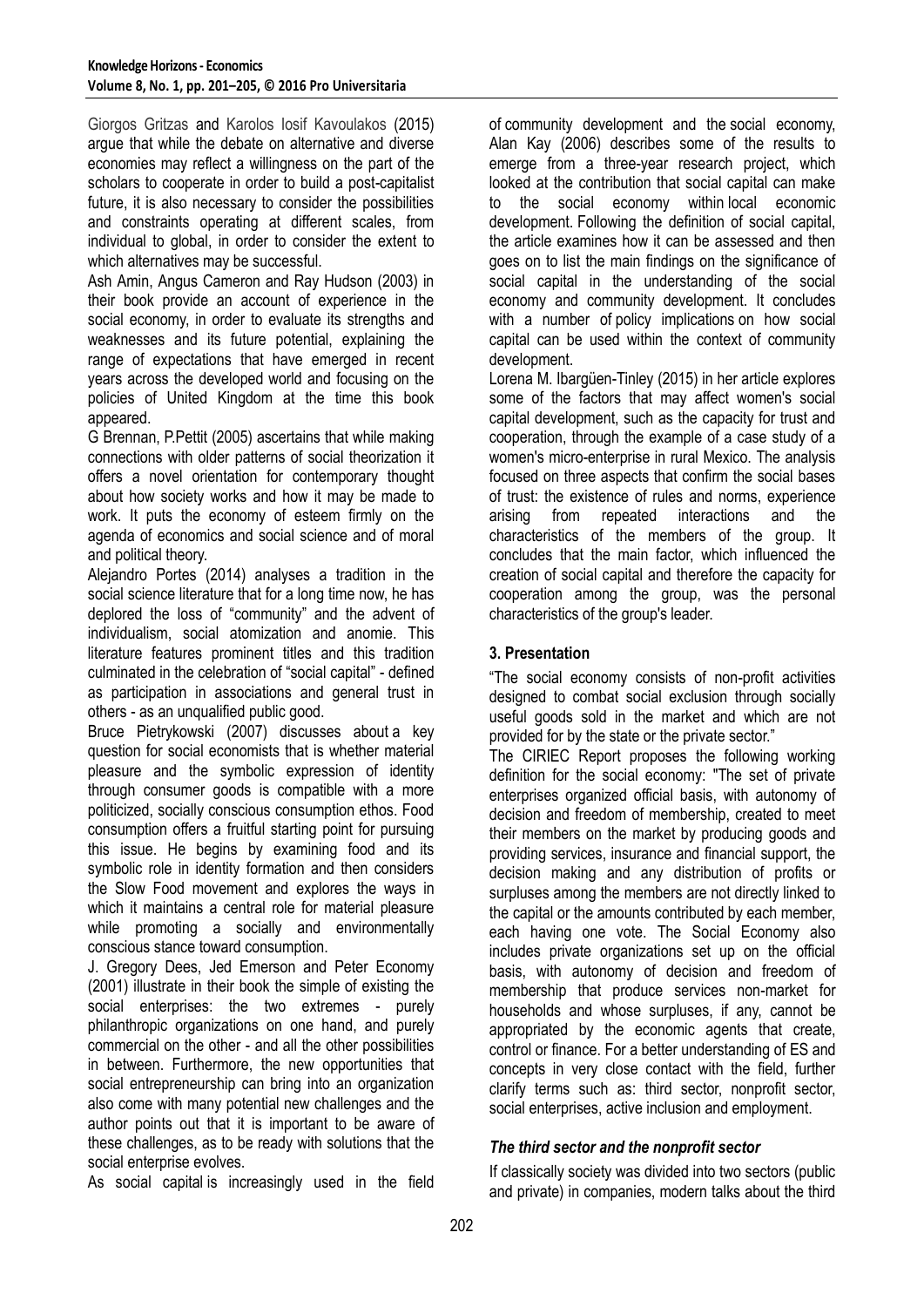Giorgos Gritzas and Karolos Iosif Kavoulakos (2015) argue that while the debate on alternative and diverse economies may reflect a willingness on the part of the scholars to cooperate in order to build a post-capitalist future, it is also necessary to consider the possibilities and constraints operating at different scales, from individual to global, in order to consider the extent to which alternatives may be successful.

Ash Amin, Angus Cameron and Ray Hudson (2003) in their book provide an account of experience in the social economy, in order to evaluate its strengths and weaknesses and its future potential, explaining the range of expectations that have emerged in recent years across the developed world and focusing on the policies of United Kingdom at the time this book appeared.

G Brennan, P.Pettit (2005) ascertains that while making connections with older patterns of social theorization it offers a novel orientation for contemporary thought about how society works and how it may be made to work. It puts the economy of esteem firmly on the agenda of economics and social science and of moral and political theory.

Alejandro Portes (2014) analyses a tradition in the social science literature that for a long time now, he has deplored the loss of "community" and the advent of individualism, social atomization and anomie. This literature features prominent titles and this tradition culminated in the celebration of "social capital" - defined as participation in associations and general trust in others - as an unqualified public good.

Bruce Pietrykowski (2007) discusses about a key question for social economists that is whether material pleasure and the symbolic expression of identity through consumer goods is compatible with a more politicized, socially conscious consumption ethos. Food consumption offers a fruitful starting point for pursuing this issue. He begins by examining food and its symbolic role in identity formation and then considers the Slow Food movement and explores the ways in which it maintains a central role for material pleasure while promoting a socially and environmentally conscious stance toward consumption.

J. Gregory Dees, Jed Emerson and Peter Economy (2001) illustrate in their book the simple of existing the social enterprises: the two extremes - purely philanthropic organizations on one hand, and purely commercial on the other - and all the other possibilities in between. Furthermore, the new opportunities that social entrepreneurship can bring into an organization also come with many potential new challenges and the author points out that it is important to be aware of these challenges, as to be ready with solutions that the social enterprise evolves.

As social capital is increasingly used in the field of community development and the social economy, Alan Kay (2006) describes some of the results to emerge from a three-year research project, which looked at the contribution that social capital can make to the social economy within local economic development. Following the definition of social capital, the article examines how it can be assessed and then goes on to list the main findings on the significance of social capital in the understanding of the social economy and community development. It concludes with a number of policy implications on how social capital can be used within the context of community development.

Lorena M. Ibargüen-Tinley (2015) in her article explores some of the factors that may affect women's social capital development, such as the capacity for trust and cooperation, through the example of a case study of a women's micro-enterprise in rural Mexico. The analysis focused on three aspects that confirm the social bases of trust: the existence of rules and norms, experience arising from repeated interactions and the characteristics of the members of the group. It concludes that the main factor, which influenced the creation of social capital and therefore the capacity for cooperation among the group, was the personal characteristics of the group's leader.

## 3. Presentation

"The social economy consists of non-profit activities designed to combat social exclusion through socially useful goods sold in the market and which are not provided for by the state or the private sector."

The CIRIEC Report proposes the following working definition for the social economy: "The set of private enterprises organized official basis, with autonomy of decision and freedom of membership, created to meet their members on the market by producing goods and providing services, insurance and financial support, the decision making and any distribution of profits or surpluses among the members are not directly linked to the capital or the amounts contributed by each member, each having one vote. The Social Economy also includes private organizations set up on the official basis, with autonomy of decision and freedom of membership that produce services non-market for households and whose surpluses, if any, cannot be appropriated by the economic agents that create, control or finance. For a better understanding of ES and concepts in very close contact with the field, further clarify terms such as: third sector, nonprofit sector, social enterprises, active inclusion and employment.

### *The third sector and the nonprofit sector*

If classically society was divided into two sectors (public and private) in companies, modern talks about the third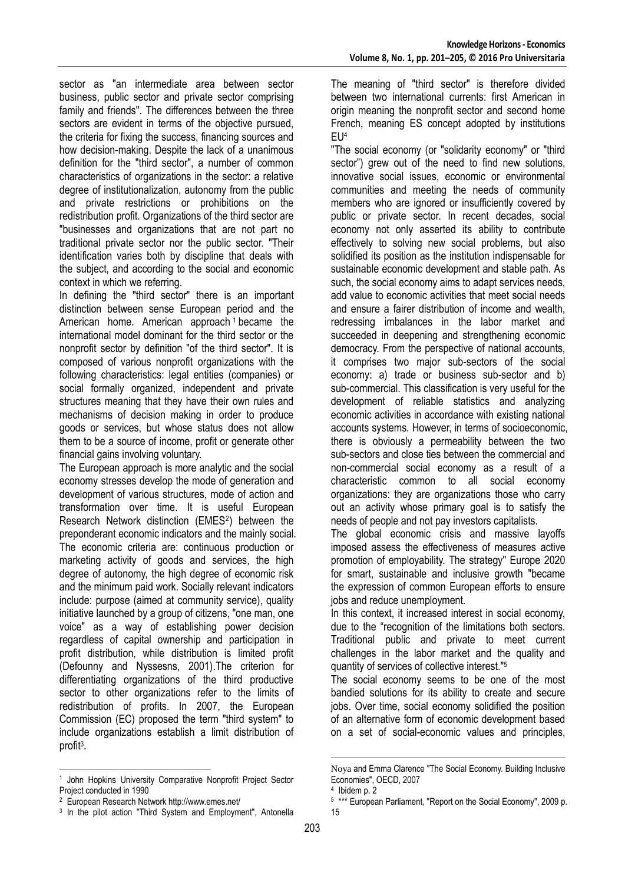sector as "an intermediate area between sector business, public sector and private sector comprising family and friends". The differences between the three sectors are evident in terms of the objective pursued, the criteria for fixing the success, financing sources and how decision-making. Despite the lack of a unanimous definition for the "third sector", a number of common characteristics of organizations in the sector: a relative degree of institutionalization, autonomy from the public and private restrictions or prohibitions on the redistribution profit. Organizations of the third sector are "businesses and organizations that are not part no traditional private sector nor the public sector. "Their identification varies both by discipline that deals with the subject, and according to the social and economic context in which we referring.

In defining the "third sector" there is an important distinction between sense European period and the American home. American approach [1] became the international model dominant for the third sector or the nonprofit sector by definition "of the third sector". It is composed of various nonprofit organizations with the following characteristics: legal entities (companies) or social formally organized, independent and private structures meaning that they have their own rules and mechanisms of decision making in order to produce goods or services, but whose status does not allow them to be a source of income, profit or generate other financial gains involving voluntary.

The European approach is more analytic and the social economy stresses develop the mode of generation and development of various structures, mode of action and transformation over time. It is useful European Research Network distinction (EMES[2]) between the preponderant economic indicators and the mainly social. The economic criteria are: continuous production or marketing activity of goods and services, the high degree of autonomy, the high degree of economic risk and the minimum paid work. Socially relevant indicators include: purpose (aimed at community service), quality initiative launched by a group of citizens, "one man, one voice" as a way of establishing power decision regardless of capital ownership and participation in profit distribution, while distribution is limited profit (Defounny and Nyssesns, 2001).The criterion for differentiating organizations of the third productive sector to other organizations refer to the limits of redistribution of profits. In 2007, the European Commission (EC) proposed the term "third system" to include organizations establish a limit distribution of profit[3].

The meaning of "third sector" is therefore divided between two international currents: first American in origin meaning the nonprofit sector and second home French, meaning ES concept adopted by institutions EU[4]

"The social economy (or "solidarity economy" or "third sector") grew out of the need to find new solutions, innovative social issues, economic or environmental communities and meeting the needs of community members who are ignored or insufficiently covered by public or private sector. In recent decades, social economy not only asserted its ability to contribute effectively to solving new social problems, but also solidified its position as the institution indispensable for sustainable economic development and stable path. As such, the social economy aims to adapt services needs, add value to economic activities that meet social needs and ensure a fairer distribution of income and wealth, redressing imbalances in the labor market and succeeded in deepening and strengthening economic democracy. From the perspective of national accounts, it comprises two major sub-sectors of the social economy: a) trade or business sub-sector and b) sub-commercial. This classification is very useful for the development of reliable statistics and analyzing economic activities in accordance with existing national accounts systems. However, in terms of socioeconomic, there is obviously a permeability between the two sub-sectors and close ties between the commercial and non-commercial social economy as a result of a characteristic common to all social economy organizations: they are organizations those who carry out an activity whose primary goal is to satisfy the needs of people and not pay investors capitalists.

The global economic crisis and massive layoffs imposed assess the effectiveness of measures active promotion of employability. The strategy" Europe 2020 for smart, sustainable and inclusive growth "became the expression of common European efforts to ensure jobs and reduce unemployment.

In this context, it increased interest in social economy, due to the "recognition of the limitations both sectors. Traditional public and private to meet current challenges in the labor market and the quality and quantity of services of collective interest."[5]

The social economy seems to be one of the most bandied solutions for its ability to create and secure jobs. Over time, social economy solidified the position of an alternative form of economic development based on a set of social-economic values and principles,

---

[1] John Hopkins University Comparative Nonprofit Project Sector Project conducted in 1990

[2] European Research Network http://www.emes.net/

[3] In the pilot action "Third System and Employment", Antonella Noya and Emma Clarence "The Social Economy. Building Inclusive Economies", OECD, 2007

[4] Ibidem p. 2

[5] *** European Parliament, "Report on the Social Economy", 2009 p. 15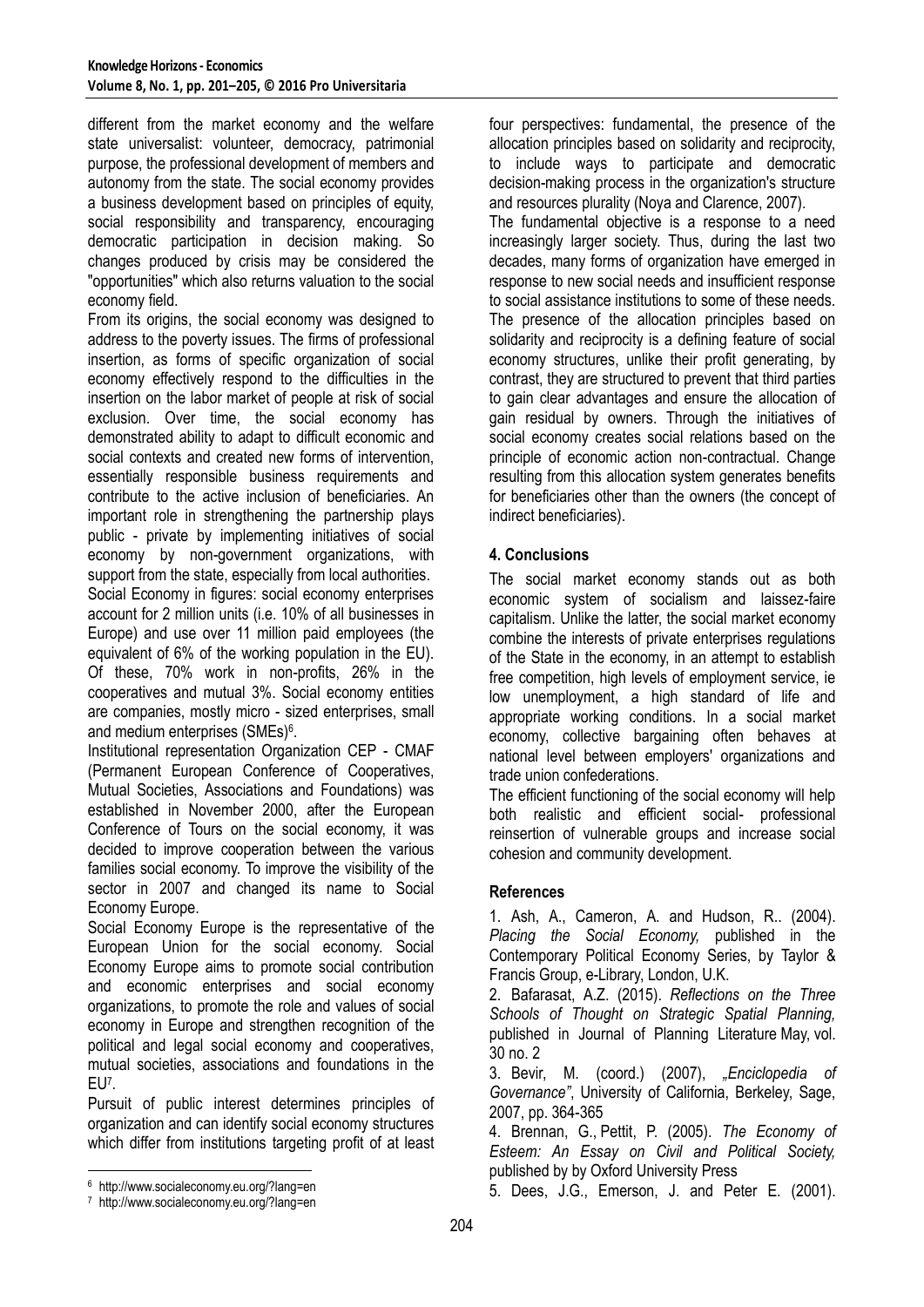different from the market economy and the welfare state universalist: volunteer, democracy, patrimonial purpose, the professional development of members and autonomy from the state. The social economy provides a business development based on principles of equity, social responsibility and transparency, encouraging democratic participation in decision making. So changes produced by crisis may be considered the "opportunities" which also returns valuation to the social economy field.

From its origins, the social economy was designed to address to the poverty issues. The firms of professional insertion, as forms of specific organization of social economy effectively respond to the difficulties in the insertion on the labor market of people at risk of social exclusion. Over time, the social economy has demonstrated ability to adapt to difficult economic and social contexts and created new forms of intervention, essentially responsible business requirements and contribute to the active inclusion of beneficiaries. An important role in strengthening the partnership plays public - private by implementing initiatives of social economy by non-government organizations, with support from the state, especially from local authorities.

Social Economy in figures: social economy enterprises account for 2 million units (i.e. 10% of all businesses in Europe) and use over 11 million paid employees (the equivalent of 6% of the working population in the EU). Of these, 70% work in non-profits, 26% in the cooperatives and mutual 3%. Social economy entities are companies, mostly micro - sized enterprises, small and medium enterprises (SMEs)[6].

Institutional representation Organization CEP - CMAF (Permanent European Conference of Cooperatives, Mutual Societies, Associations and Foundations) was established in November 2000, after the European Conference of Tours on the social economy, it was decided to improve cooperation between the various families social economy. To improve the visibility of the sector in 2007 and changed its name to Social Economy Europe.

Social Economy Europe is the representative of the European Union for the social economy. Social Economy Europe aims to promote social contribution and economic enterprises and social economy organizations, to promote the role and values of social economy in Europe and strengthen recognition of the political and legal social economy and cooperatives, mutual societies, associations and foundations in the EU[7].

Pursuit of public interest determines principles of organization and can identify social economy structures which differ from institutions targeting profit of at least four perspectives: fundamental, the presence of the allocation principles based on solidarity and reciprocity, to include ways to participate and democratic decision-making process in the organization's structure and resources plurality (Noya and Clarence, 2007).

The fundamental objective is a response to a need increasingly larger society. Thus, during the last two decades, many forms of organization have emerged in response to new social needs and insufficient response to social assistance institutions to some of these needs. The presence of the allocation principles based on solidarity and reciprocity is a defining feature of social economy structures, unlike their profit generating, by contrast, they are structured to prevent that third parties to gain clear advantages and ensure the allocation of gain residual by owners. Through the initiatives of social economy creates social relations based on the principle of economic action non-contractual. Change resulting from this allocation system generates benefits for beneficiaries other than the owners (the concept of indirect beneficiaries).

## 4. Conclusions

The social market economy stands out as both economic system of socialism and laissez-faire capitalism. Unlike the latter, the social market economy combine the interests of private enterprises regulations of the State in the economy, in an attempt to establish free competition, high levels of employment service, ie low unemployment, a high standard of life and appropriate working conditions. In a social market economy, collective bargaining often behaves at national level between employers' organizations and trade union confederations.

The efficient functioning of the social economy will help both realistic and efficient social- professional reinsertion of vulnerable groups and increase social cohesion and community development.

## References

1. Ash, A., Cameron, A. and Hudson, R.. (2004). *Placing the Social Economy,* published in the Contemporary Political Economy Series, by Taylor & Francis Group, e-Library, London, U.K.
2. Bafarasat, A.Z. (2015). *Reflections on the Three Schools of Thought on Strategic Spatial Planning,* published in Journal of Planning Literature May, vol. 30 no. 2
3. Bevir, M. (coord.) (2007), *„Enciclopedia of Governance"*, University of California, Berkeley, Sage, 2007, pp. 364-365
4. Brennan, G., Pettit, P. (2005). *The Economy of Esteem: An Essay on Civil and Political Society,* published by by Oxford University Press
5. Dees, J.G., Emerson, J. and Peter E. (2001).

[6] http://www.socialeconomy.eu.org/?lang=en

[7] http://www.socialeconomy.eu.org/?lang=en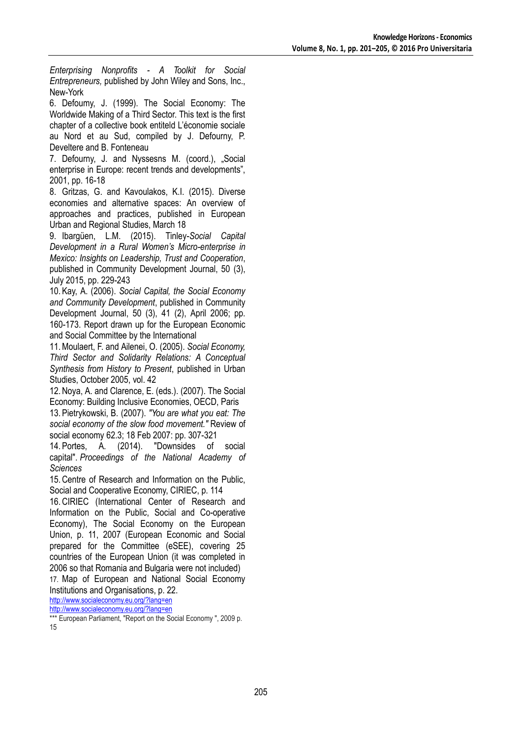*Enterprising Nonprofits - A Toolkit for Social Entrepreneurs,* published by John Wiley and Sons, Inc., New-York

6. Defoumy, J. (1999). The Social Economy: The Worldwide Making of a Third Sector. This text is the first chapter of a collective book entiteld L'économie sociale au Nord et au Sud, compiled by J. Defourny, P. Develtere and B. Fonteneau

7. Defourny, J. and Nyssesns M. (coord.), „Social enterprise in Europe: recent trends and developments", 2001, pp. 16-18

8. Gritzas, G. and Kavoulakos, K.I. (2015). Diverse economies and alternative spaces: An overview of approaches and practices, published in European Urban and Regional Studies, March 18

9. Ibargüen, L.M. (2015). Tinley-*Social Capital Development in a Rural Women's Micro-enterprise in Mexico: Insights on Leadership, Trust and Cooperation*, published in Community Development Journal, 50 (3), July 2015, pp. 229-243

10. Kay, A. (2006). *Social Capital, the Social Economy and Community Development*, published in Community Development Journal, 50 (3), 41 (2), April 2006; pp. 160-173. Report drawn up for the European Economic and Social Committee by the International

11. Moulaert, F. and Ailenei, O. (2005). *Social Economy, Third Sector and Solidarity Relations: A Conceptual Synthesis from History to Present*, published in Urban Studies, October 2005, vol. 42

12. Noya, A. and Clarence, E. (eds.). (2007). The Social Economy: Building Inclusive Economies, OECD, Paris

13. Pietrykowski, B. (2007). *"You are what you eat: The social economy of the slow food movement."* Review of social economy 62.3; 18 Feb 2007: pp. 307-321

14. Portes, A. (2014). "Downsides of social capital". *Proceedings of the National Academy of Sciences*

15. Centre of Research and Information on the Public, Social and Cooperative Economy, CIRIEC, p. 114

16. CIRIEC (International Center of Research and Information on the Public, Social and Co-operative Economy), The Social Economy on the European Union, p. 11, 2007 (European Economic and Social prepared for the Committee (eSEE), covering 25 countries of the European Union (it was completed in 2006 so that Romania and Bulgaria were not included)

17. Map of European and National Social Economy Institutions and Organisations, p. 22.

http://www.socialeconomy.eu.org/?lang=en

http://www.socialeconomy.eu.org/?lang=en

*** European Parliament, "Report on the Social Economy ", 2009 p. 15